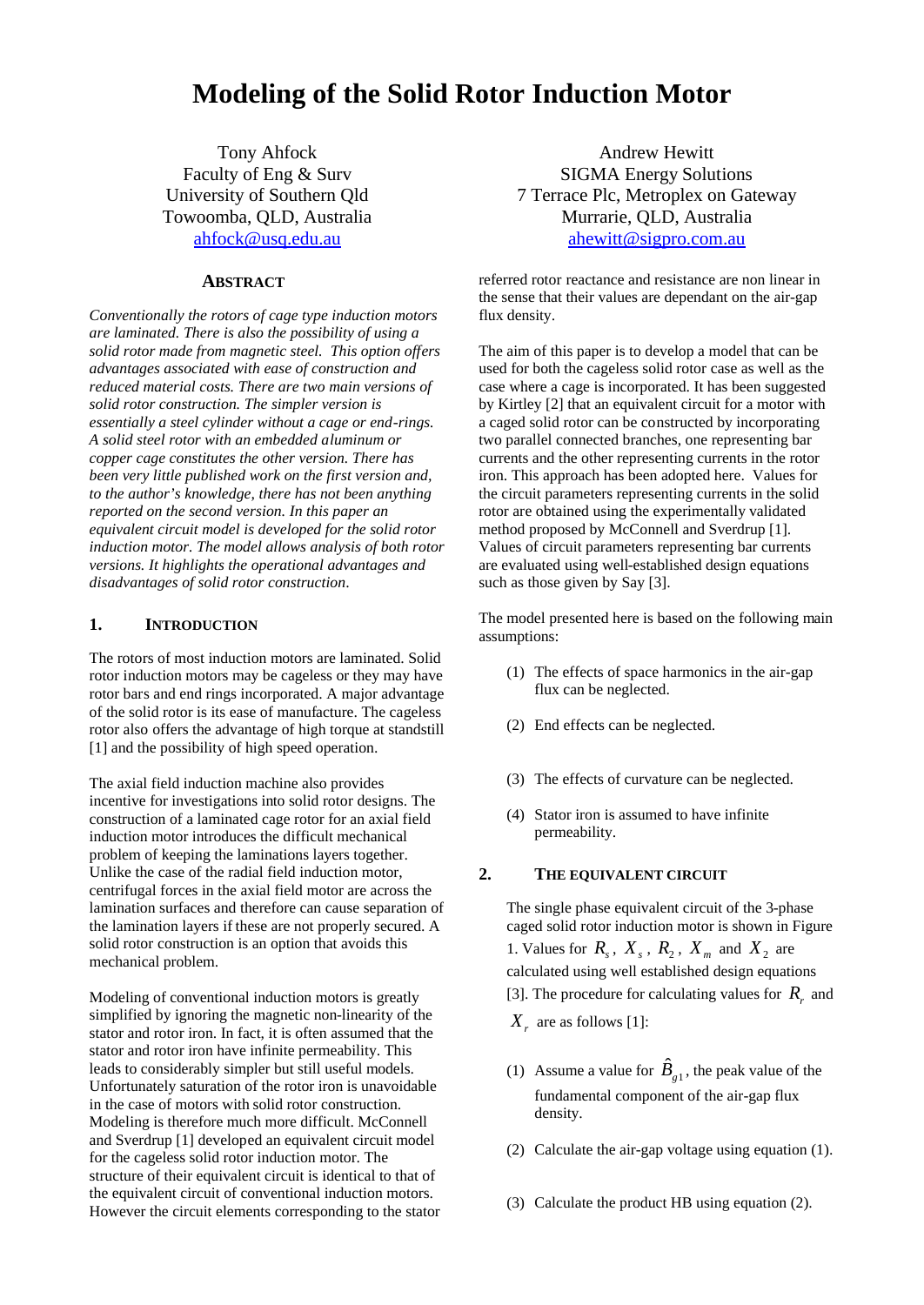# Modeling of the Solid Rotor Induction Motor

Tony Ahfock
Faculty of Eng & Surv
University of Southern Qld
Towoomba, QLD, Australia
ahfock@usq.edu.au

Andrew Hewitt
SIGMA Energy Solutions
7 Terrace Plc, Metroplex on Gateway
Murrarie, QLD, Australia
ahewitt@sigpro.com.au

### ABSTRACT

*Conventionally the rotors of cage type induction motors are laminated. There is also the possibility of using a solid rotor made from magnetic steel. This option offers advantages associated with ease of construction and reduced material costs. There are two main versions of solid rotor construction. The simpler version is essentially a steel cylinder without a cage or end-rings. A solid steel rotor with an embedded aluminum or copper cage constitutes the other version. There has been very little published work on the first version and, to the author's knowledge, there has not been anything reported on the second version. In this paper an equivalent circuit model is developed for the solid rotor induction motor. The model allows analysis of both rotor versions. It highlights the operational advantages and disadvantages of solid rotor construction.*

## 1. INTRODUCTION

The rotors of most induction motors are laminated. Solid rotor induction motors may be cageless or they may have rotor bars and end rings incorporated. A major advantage of the solid rotor is its ease of manufacture. The cageless rotor also offers the advantage of high torque at standstill [1] and the possibility of high speed operation.

The axial field induction machine also provides incentive for investigations into solid rotor designs. The construction of a laminated cage rotor for an axial field induction motor introduces the difficult mechanical problem of keeping the laminations layers together. Unlike the case of the radial field induction motor, centrifugal forces in the axial field motor are across the lamination surfaces and therefore can cause separation of the lamination layers if these are not properly secured. A solid rotor construction is an option that avoids this mechanical problem.

Modeling of conventional induction motors is greatly simplified by ignoring the magnetic non-linearity of the stator and rotor iron. In fact, it is often assumed that the stator and rotor iron have infinite permeability. This leads to considerably simpler but still useful models. Unfortunately saturation of the rotor iron is unavoidable in the case of motors with solid rotor construction. Modeling is therefore much more difficult. McConnell and Sverdrup [1] developed an equivalent circuit model for the cageless solid rotor induction motor. The structure of their equivalent circuit is identical to that of the equivalent circuit of conventional induction motors. However the circuit elements corresponding to the stator referred rotor reactance and resistance are non linear in the sense that their values are dependant on the air-gap flux density.

The aim of this paper is to develop a model that can be used for both the cageless solid rotor case as well as the case where a cage is incorporated. It has been suggested by Kirtley [2] that an equivalent circuit for a motor with a caged solid rotor can be constructed by incorporating two parallel connected branches, one representing bar currents and the other representing currents in the rotor iron. This approach has been adopted here. Values for the circuit parameters representing currents in the solid rotor are obtained using the experimentally validated method proposed by McConnell and Sverdrup [1]. Values of circuit parameters representing bar currents are evaluated using well-established design equations such as those given by Say [3].

The model presented here is based on the following main assumptions:

(1) The effects of space harmonics in the air-gap flux can be neglected.

(2) End effects can be neglected.

(3) The effects of curvature can be neglected.

(4) Stator iron is assumed to have infinite permeability.

## 2. THE EQUIVALENT CIRCUIT

The single phase equivalent circuit of the 3-phase caged solid rotor induction motor is shown in Figure 1. Values for $R_s$, $X_s$, $R_2$, $X_m$ and $X_2$ are calculated using well established design equations [3]. The procedure for calculating values for $R_r$ and $X_r$ are as follows [1]:

(1) Assume a value for $\hat{B}_{g1}$, the peak value of the fundamental component of the air-gap flux density.

(2) Calculate the air-gap voltage using equation (1).

(3) Calculate the product HB using equation (2).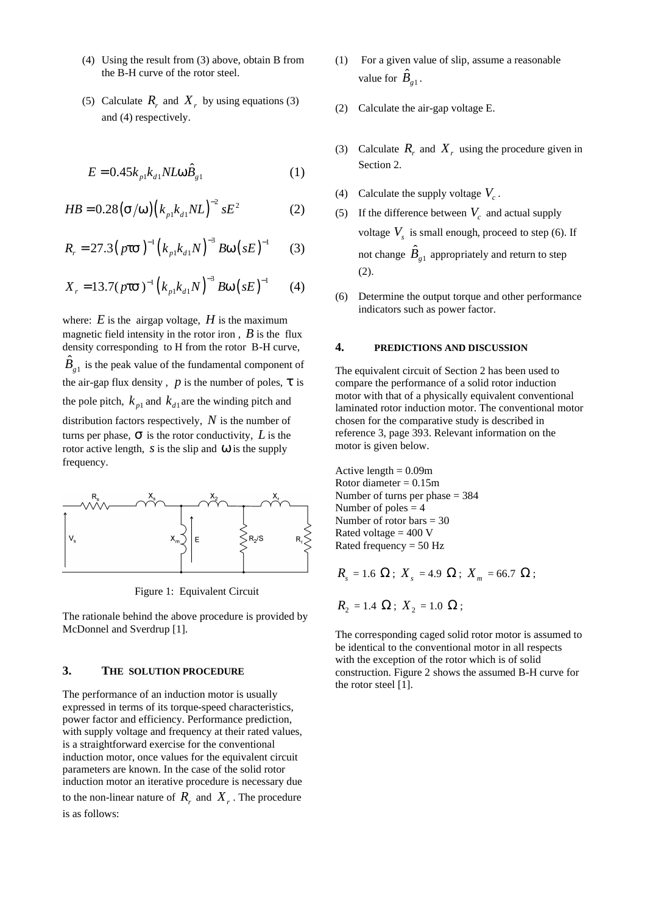(4) Using the result from (3) above, obtain B from the B-H curve of the rotor steel.

(5) Calculate $R_r$ and $X_r$ by using equations (3) and (4) respectively.

$$E = 0.45 k_{p1} k_{d1} N L \omega \hat{B}_{g1} \qquad (1)$$

$$HB = 0.28(\sigma/\omega)\left(k_{p1} k_{d1} N L\right)^{-2} sE^2 \qquad (2)$$

$$R_r = 27.3(p\tau)^{-1}\left(k_{p1} k_{d1} N\right)^{-3} B\omega\left(sE\right)^{-1} \qquad (3)$$

$$X_r = 13.7(p\tau)^{-1}\left(k_{p1} k_{d1} N\right)^{-3} B\omega\left(sE\right)^{-1} \qquad (4)$$

where: $E$ is the airgap voltage, $H$ is the maximum magnetic field intensity in the rotor iron , $B$ is the flux density corresponding to H from the rotor B-H curve, $\hat{B}_{g1}$ is the peak value of the fundamental component of the air-gap flux density , $p$ is the number of poles, $\tau$ is the pole pitch, $k_{p1}$ and $k_{d1}$ are the winding pitch and distribution factors respectively, $N$ is the number of turns per phase, $\sigma$ is the rotor conductivity, $L$ is the rotor active length, $s$ is the slip and $\omega$ is the supply frequency.

Figure 1: Equivalent Circuit

The rationale behind the above procedure is provided by McDonnel and Sverdrup [1].

## 3. THE SOLUTION PROCEDURE

The performance of an induction motor is usually expressed in terms of its torque-speed characteristics, power factor and efficiency. Performance prediction, with supply voltage and frequency at their rated values, is a straightforward exercise for the conventional induction motor, once values for the equivalent circuit parameters are known. In the case of the solid rotor induction motor an iterative procedure is necessary due to the non-linear nature of $R_r$ and $X_r$. The procedure is as follows:

(1) For a given value of slip, assume a reasonable value for $\hat{B}_{g1}$.

(2) Calculate the air-gap voltage E.

(3) Calculate $R_r$ and $X_r$ using the procedure given in Section 2.

(4) Calculate the supply voltage $V_c$.

(5) If the difference between $V_c$ and actual supply voltage $V_s$ is small enough, proceed to step (6). If not change $\hat{B}_{g1}$ appropriately and return to step (2).

(6) Determine the output torque and other performance indicators such as power factor.

## 4. PREDICTIONS AND DISCUSSION

The equivalent circuit of Section 2 has been used to compare the performance of a solid rotor induction motor with that of a physically equivalent conventional laminated rotor induction motor. The conventional motor chosen for the comparative study is described in reference 3, page 393. Relevant information on the motor is given below.

Active length = 0.09m
Rotor diameter = 0.15m
Number of turns per phase = 384
Number of poles = 4
Number of rotor bars = 30
Rated voltage = 400 V
Rated frequency = 50 Hz

$R_s$ = 1.6 $\Omega$; $X_s$ = 4.9 $\Omega$; $X_m$ = 66.7 $\Omega$;

$R_2$ = 1.4 $\Omega$; $X_2$ = 1.0 $\Omega$;

The corresponding caged solid rotor motor is assumed to be identical to the conventional motor in all respects with the exception of the rotor which is of solid construction. Figure 2 shows the assumed B-H curve for the rotor steel [1].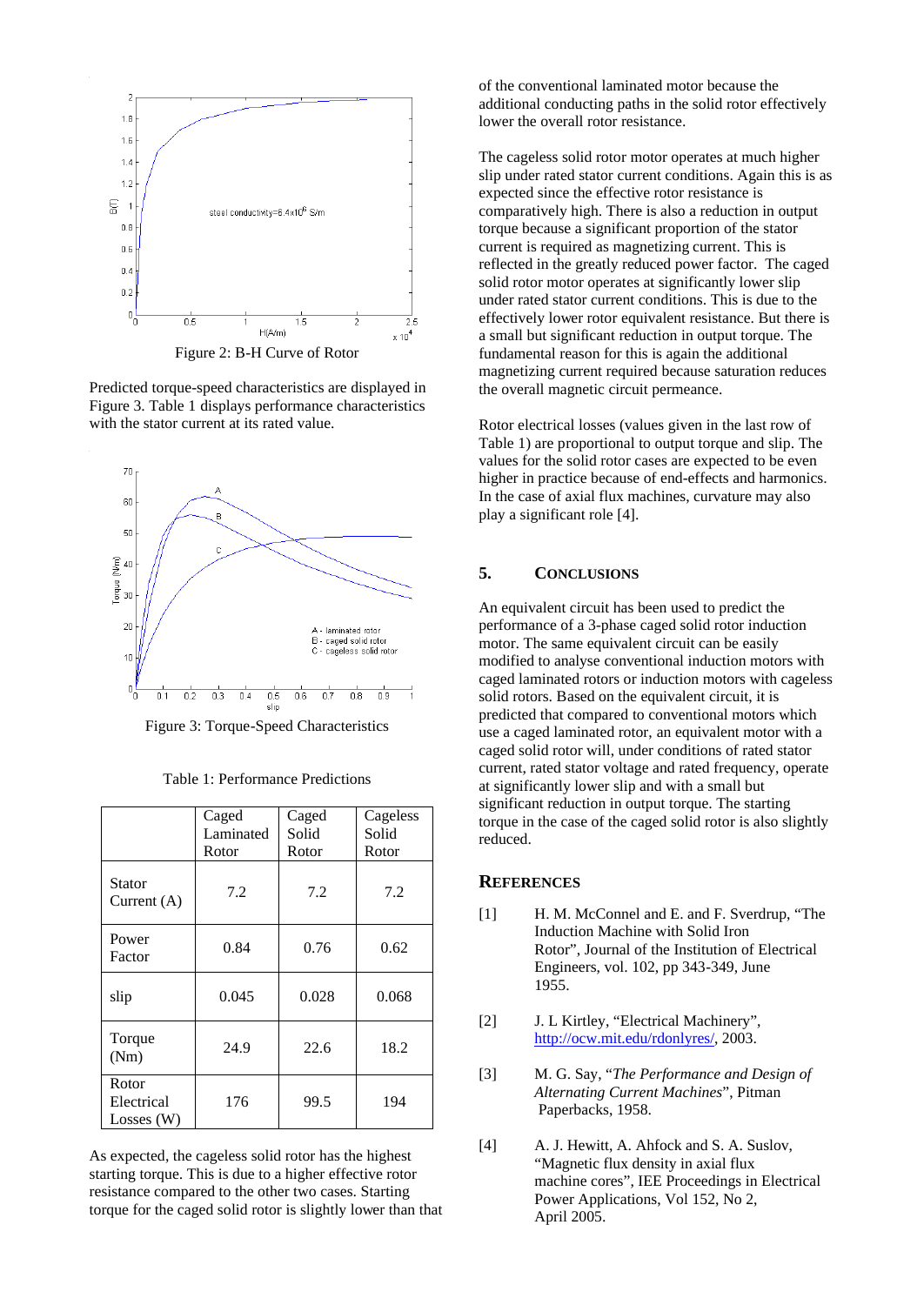2
1.8
1.6
1.4
1.2
1
0.8
0.6
0.4
0.2
0
B(T)
steel conductivity=6.4x10$^6$ S/m
0 0.5 1 1.5 2 2.5
H(A/m)
x 10$^4$

Figure 2: B-H Curve of Rotor

Predicted torque-speed characteristics are displayed in Figure 3. Table 1 displays performance characteristics with the stator current at its rated value.

70
60
50
40
30
20
10
0
Torque (Nm)
A
B
C
A - laminated rotor
B - caged solid rotor
C - cageless solid rotor
0 0.1 0.2 0.3 0.4 0.5 0.6 0.7 0.8 0.9 1
slip

Figure 3: Torque-Speed Characteristics

Table 1: Performance Predictions

| | Caged Laminated Rotor | Caged Solid Rotor | Cageless Solid Rotor |
|---|---|---|---|
| Stator Current (A) | 7.2 | 7.2 | 7.2 |
| Power Factor | 0.84 | 0.76 | 0.62 |
| slip | 0.045 | 0.028 | 0.068 |
| Torque (Nm) | 24.9 | 22.6 | 18.2 |
| Rotor Electrical Losses (W) | 176 | 99.5 | 194 |

As expected, the cageless solid rotor has the highest starting torque. This is due to a higher effective rotor resistance compared to the other two cases. Starting torque for the caged solid rotor is slightly lower than that of the conventional laminated motor because the additional conducting paths in the solid rotor effectively lower the overall rotor resistance.

The cageless solid rotor motor operates at much higher slip under rated stator current conditions. Again this is as expected since the effective rotor resistance is comparatively high. There is also a reduction in output torque because a significant proportion of the stator current is required as magnetizing current. This is reflected in the greatly reduced power factor. The caged solid rotor motor operates at significantly lower slip under rated stator current conditions. This is due to the effectively lower rotor equivalent resistance. But there is a small but significant reduction in output torque. The fundamental reason for this is again the additional magnetizing current required because saturation reduces the overall magnetic circuit permeance.

Rotor electrical losses (values given in the last row of Table 1) are proportional to output torque and slip. The values for the solid rotor cases are expected to be even higher in practice because of end-effects and harmonics. In the case of axial flux machines, curvature may also play a significant role [4].

## 5. CONCLUSIONS

An equivalent circuit has been used to predict the performance of a 3-phase caged solid rotor induction motor. The same equivalent circuit can be easily modified to analyse conventional induction motors with caged laminated rotors or induction motors with cageless solid rotors. Based on the equivalent circuit, it is predicted that compared to conventional motors which use a caged laminated rotor, an equivalent motor with a caged solid rotor will, under conditions of rated stator current, rated stator voltage and rated frequency, operate at significantly lower slip and with a small but significant reduction in output torque. The starting torque in the case of the caged solid rotor is also slightly reduced.

## REFERENCES

[1] H. M. McConnel and E. and F. Sverdrup, "The Induction Machine with Solid Iron Rotor", Journal of the Institution of Electrical Engineers, vol. 102, pp 343-349, June 1955.

[2] J. L Kirtley, "Electrical Machinery", http://ocw.mit.edu/rdonlyres/, 2003.

[3] M. G. Say, "*The Performance and Design of Alternating Current Machines*", Pitman Paperbacks, 1958.

[4] A. J. Hewitt, A. Ahfock and S. A. Suslov, "Magnetic flux density in axial flux machine cores", IEE Proceedings in Electrical Power Applications, Vol 152, No 2, April 2005.